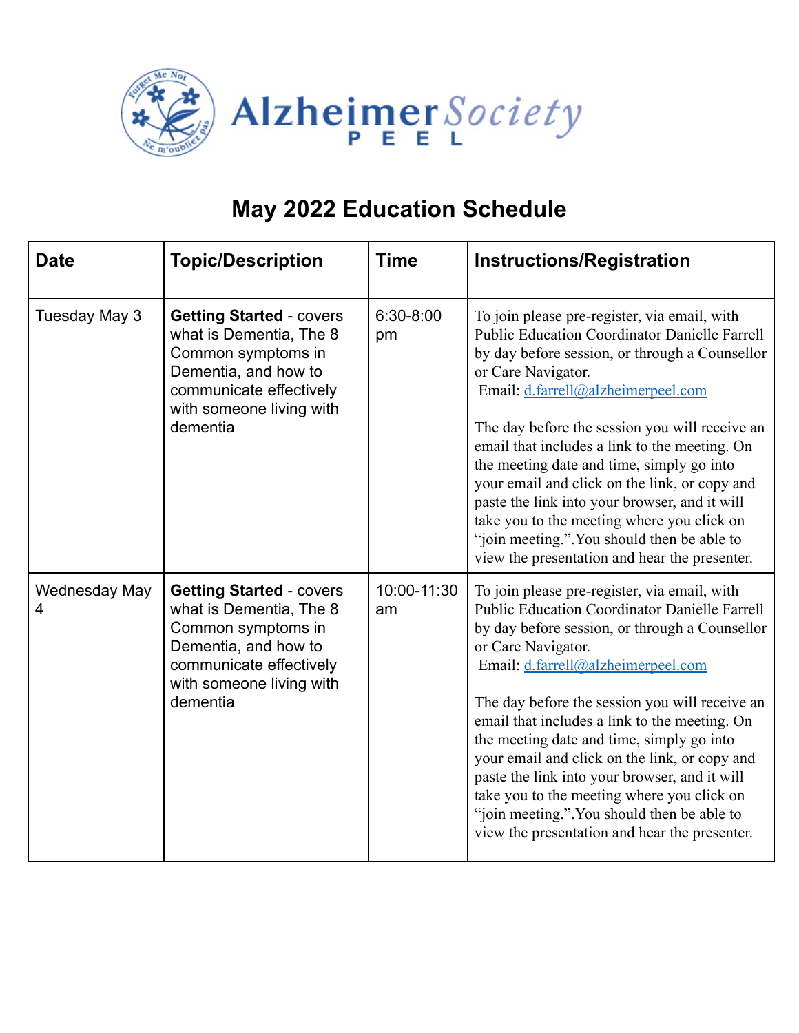Alzheimer Society PEEL

# May 2022 Education Schedule

| Date | Topic/Description | Time | Instructions/Registration |
|---|---|---|---|
| Tuesday May 3 | **Getting Started** - covers what is Dementia, The 8 Common symptoms in Dementia, and how to communicate effectively with someone living with dementia | 6:30-8:00 pm | To join please pre-register, via email, with Public Education Coordinator Danielle Farrell by day before session, or through a Counsellor or Care Navigator. Email: d.farrell@alzheimerpeel.com<br><br>The day before the session you will receive an email that includes a link to the meeting. On the meeting date and time, simply go into your email and click on the link, or copy and paste the link into your browser, and it will take you to the meeting where you click on "join meeting.".You should then be able to view the presentation and hear the presenter. |
| Wednesday May 4 | **Getting Started** - covers what is Dementia, The 8 Common symptoms in Dementia, and how to communicate effectively with someone living with dementia | 10:00-11:30 am | To join please pre-register, via email, with Public Education Coordinator Danielle Farrell by day before session, or through a Counsellor or Care Navigator. Email: d.farrell@alzheimerpeel.com<br><br>The day before the session you will receive an email that includes a link to the meeting. On the meeting date and time, simply go into your email and click on the link, or copy and paste the link into your browser, and it will take you to the meeting where you click on "join meeting.".You should then be able to view the presentation and hear the presenter. |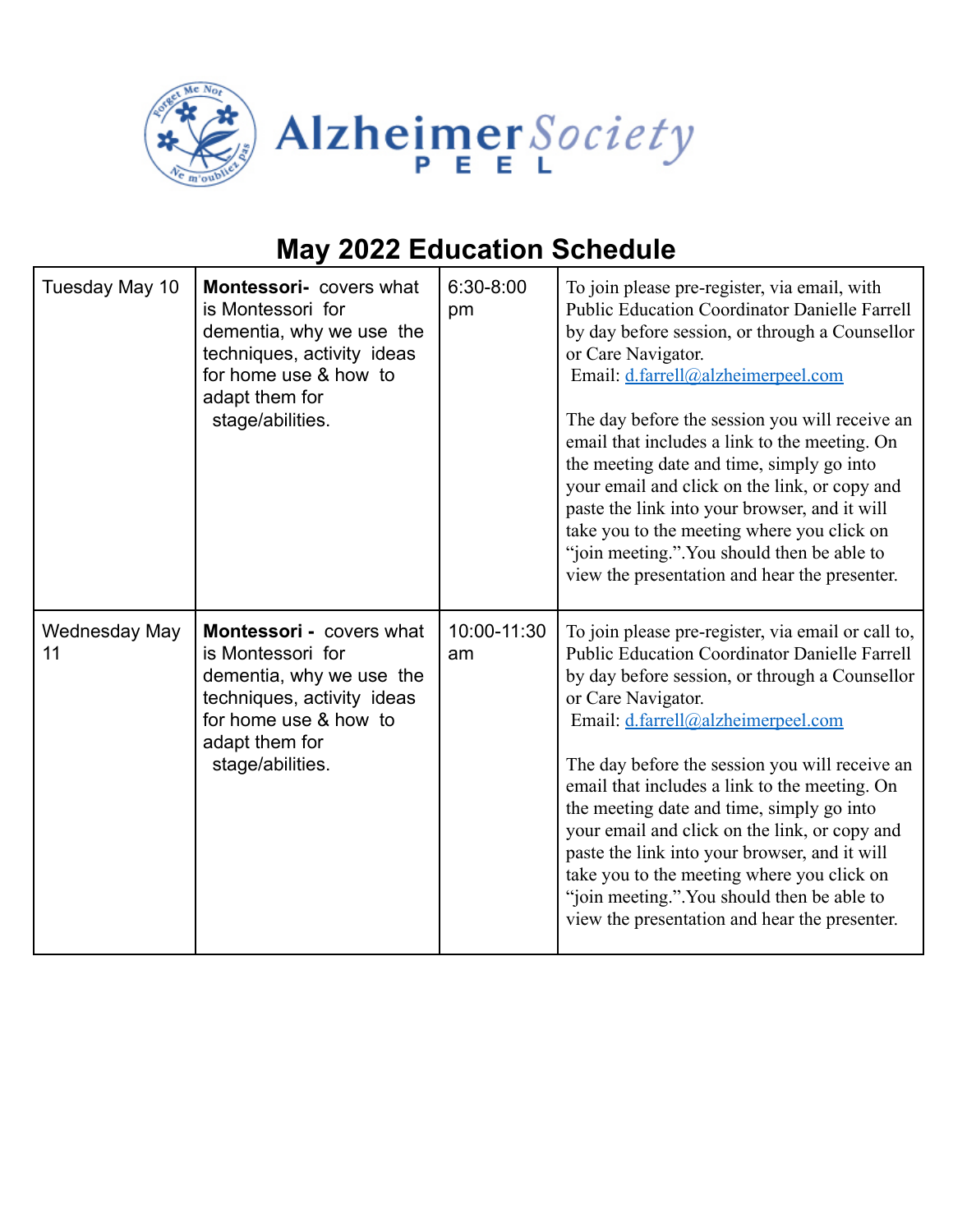Alzheimer Society PEEL

# May 2022 Education Schedule

| | | | |
|---|---|---|---|
| Tuesday May 10 | **Montessori-** covers what is Montessori for dementia, why we use the techniques, activity ideas for home use & how to adapt them for stage/abilities. | 6:30-8:00 pm | To join please pre-register, via email, with Public Education Coordinator Danielle Farrell by day before session, or through a Counsellor or Care Navigator. Email: d.farrell@alzheimerpeel.com<br><br>The day before the session you will receive an email that includes a link to the meeting. On the meeting date and time, simply go into your email and click on the link, or copy and paste the link into your browser, and it will take you to the meeting where you click on "join meeting.".You should then be able to view the presentation and hear the presenter. |
| Wednesday May 11 | **Montessori -** covers what is Montessori for dementia, why we use the techniques, activity ideas for home use & how to adapt them for stage/abilities. | 10:00-11:30 am | To join please pre-register, via email or call to, Public Education Coordinator Danielle Farrell by day before session, or through a Counsellor or Care Navigator. Email: d.farrell@alzheimerpeel.com<br><br>The day before the session you will receive an email that includes a link to the meeting. On the meeting date and time, simply go into your email and click on the link, or copy and paste the link into your browser, and it will take you to the meeting where you click on "join meeting.".You should then be able to view the presentation and hear the presenter. |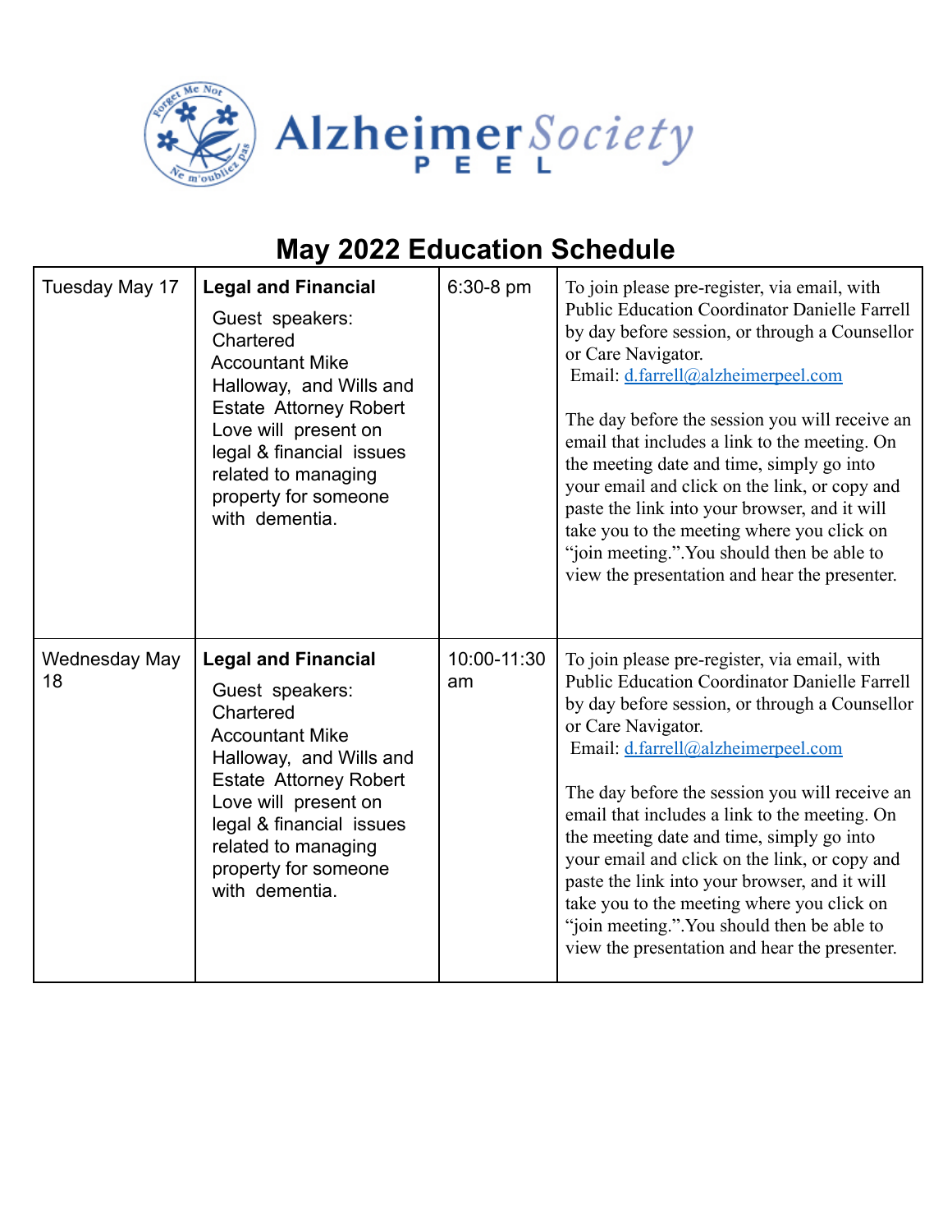Alzheimer Society PEEL

# May 2022 Education Schedule

| Tuesday May 17 | **Legal and Financial** Guest speakers: Chartered Accountant Mike Halloway, and Wills and Estate Attorney Robert Love will present on legal & financial issues related to managing property for someone with dementia. | 6:30-8 pm | To join please pre-register, via email, with Public Education Coordinator Danielle Farrell by day before session, or through a Counsellor or Care Navigator. Email: d.farrell@alzheimerpeel.com<br><br>The day before the session you will receive an email that includes a link to the meeting. On the meeting date and time, simply go into your email and click on the link, or copy and paste the link into your browser, and it will take you to the meeting where you click on "join meeting.".You should then be able to view the presentation and hear the presenter. |
|---|---|---|---|
| Wednesday May 18 | **Legal and Financial** Guest speakers: Chartered Accountant Mike Halloway, and Wills and Estate Attorney Robert Love will present on legal & financial issues related to managing property for someone with dementia. | 10:00-11:30 am | To join please pre-register, via email, with Public Education Coordinator Danielle Farrell by day before session, or through a Counsellor or Care Navigator. Email: d.farrell@alzheimerpeel.com<br><br>The day before the session you will receive an email that includes a link to the meeting. On the meeting date and time, simply go into your email and click on the link, or copy and paste the link into your browser, and it will take you to the meeting where you click on "join meeting.".You should then be able to view the presentation and hear the presenter. |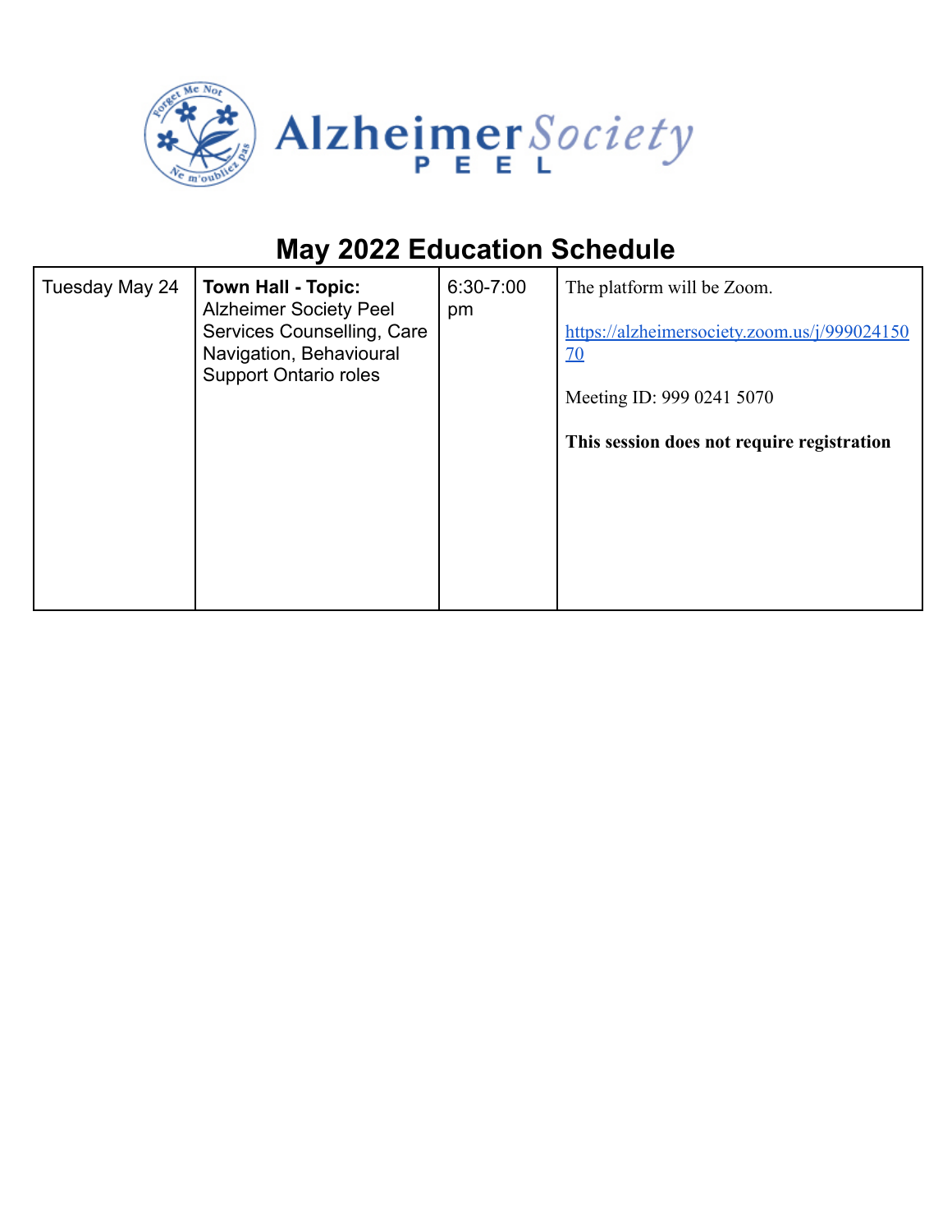# May 2022 Education Schedule

| | | | |
|---|---|---|---|
| Tuesday May 24 | **Town Hall - Topic:** Alzheimer Society Peel Services Counselling, Care Navigation, Behavioural Support Ontario roles | 6:30-7:00 pm | The platform will be Zoom.<br><br>https://alzheimersociety.zoom.us/j/99902415070<br><br>Meeting ID: 999 0241 5070<br><br>**This session does not require registration** |